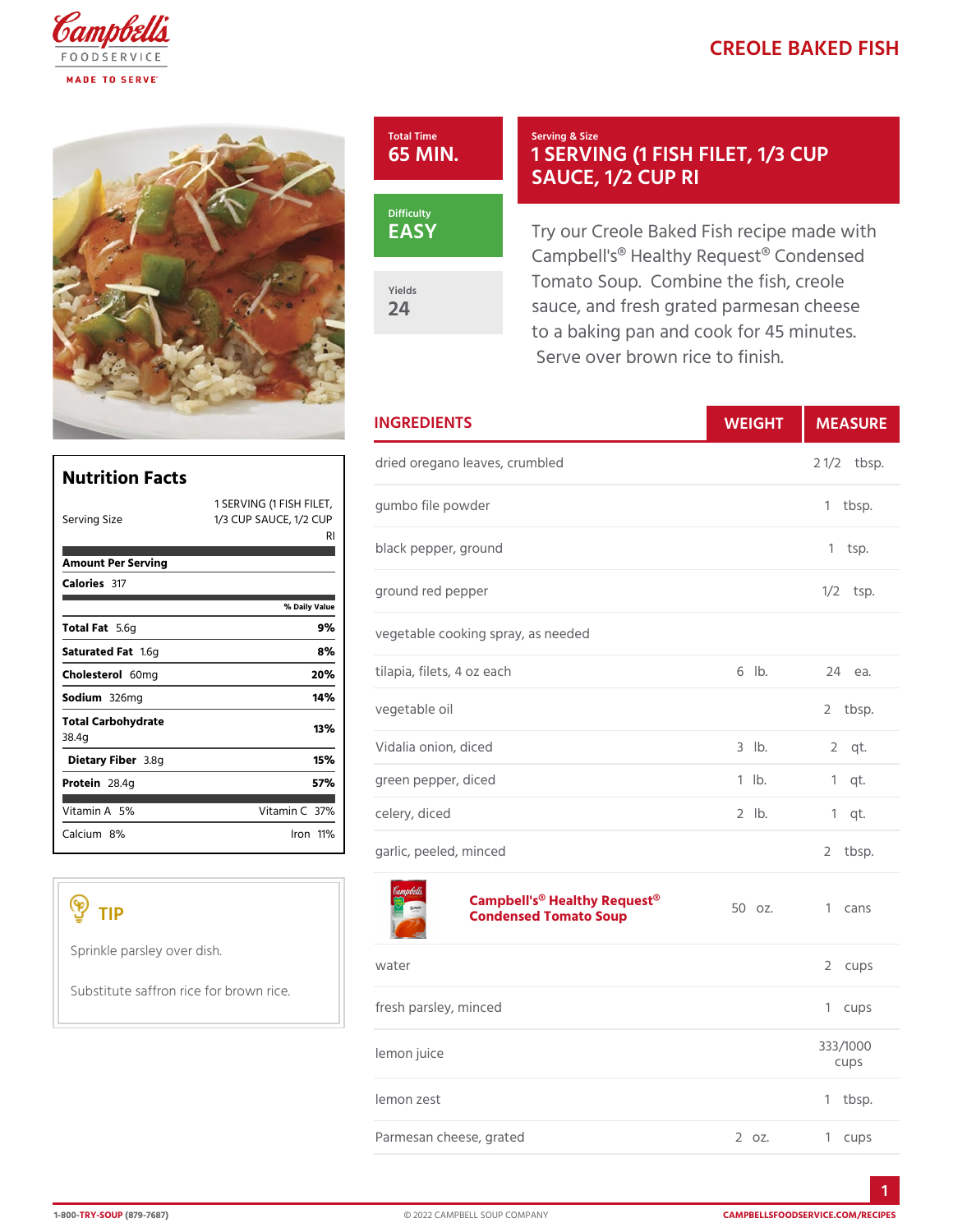# CREOLE BAKED FISH

**Total Time**
65 MIN.

**Serving & Size**
1 SERVING (1 FISH FILET, 1/3 CUP SAUCE, 1/2 CUP RI

**Difficulty**
EASY

**Yields**
24

Try our Creole Baked Fish recipe made with Campbell's® Healthy Request® Condensed Tomato Soup. Combine the fish, creole sauce, and fresh grated parmesan cheese to a baking pan and cook for 45 minutes. Serve over brown rice to finish.

## INGREDIENTS

| INGREDIENTS | WEIGHT | MEASURE |
|---|---|---|
| dried oregano leaves, crumbled | | 2 1/2 tbsp. |
| gumbo file powder | | 1 tbsp. |
| black pepper, ground | | 1 tsp. |
| ground red pepper | | 1/2 tsp. |
| vegetable cooking spray, as needed | | |
| tilapia, filets, 4 oz each | 6 lb. | 24 ea. |
| vegetable oil | | 2 tbsp. |
| Vidalia onion, diced | 3 lb. | 2 qt. |
| green pepper, diced | 1 lb. | 1 qt. |
| celery, diced | 2 lb. | 1 qt. |
| garlic, peeled, minced | | 2 tbsp. |
| Campbell's® Healthy Request® Condensed Tomato Soup | 50 oz. | 1 cans |
| water | | 2 cups |
| fresh parsley, minced | | 1 cups |
| lemon juice | | 333/1000 cups |
| lemon zest | | 1 tbsp. |
| Parmesan cheese, grated | 2 oz. | 1 cups |

## Nutrition Facts

| | |
|---|---|
| Serving Size | 1 SERVING (1 FISH FILET, 1/3 CUP SAUCE, 1/2 CUP RI |
| **Amount Per Serving** | |
| **Calories** 317 | |
| | % Daily Value |
| **Total Fat** 5.6g | 9% |
| **Saturated Fat** 1.6g | 8% |
| **Cholesterol** 60mg | 20% |
| **Sodium** 326mg | 14% |
| **Total Carbohydrate** 38.4g | 13% |
| **Dietary Fiber** 3.8g | 15% |
| **Protein** 28.4g | 57% |
| Vitamin A 5% | Vitamin C 37% |
| Calcium 8% | Iron 11% |

## TIP

Sprinkle parsley over dish.

Substitute saffron rice for brown rice.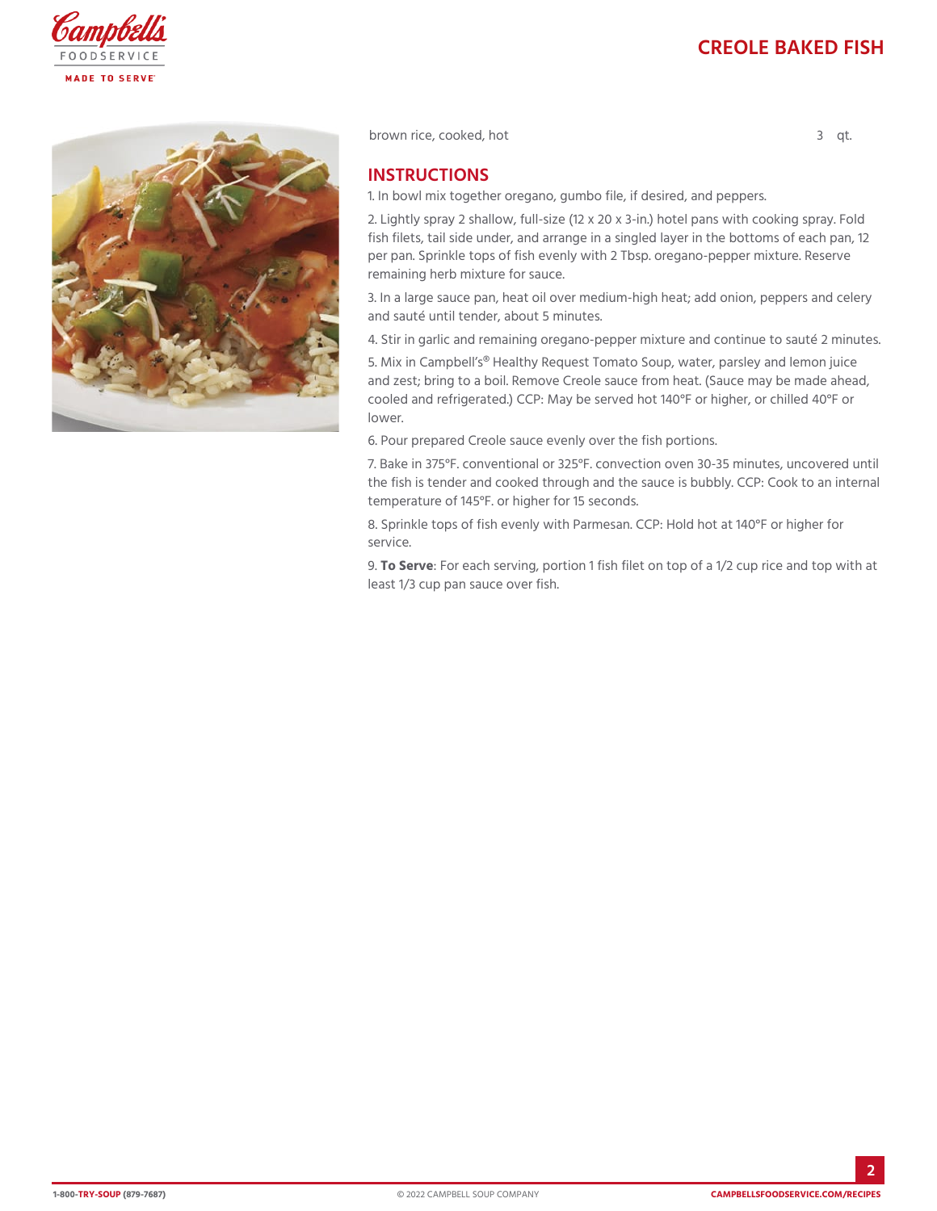| | | |
|---|---|---|
| brown rice, cooked, hot | 3 | qt. |

## INSTRUCTIONS

1. In bowl mix together oregano, gumbo file, if desired, and peppers.

2. Lightly spray 2 shallow, full-size (12 x 20 x 3-in.) hotel pans with cooking spray. Fold fish filets, tail side under, and arrange in a singled layer in the bottoms of each pan, 12 per pan. Sprinkle tops of fish evenly with 2 Tbsp. oregano-pepper mixture. Reserve remaining herb mixture for sauce.

3. In a large sauce pan, heat oil over medium-high heat; add onion, peppers and celery and sauté until tender, about 5 minutes.

4. Stir in garlic and remaining oregano-pepper mixture and continue to sauté 2 minutes.

5. Mix in Campbell's® Healthy Request Tomato Soup, water, parsley and lemon juice and zest; bring to a boil. Remove Creole sauce from heat. (Sauce may be made ahead, cooled and refrigerated.) CCP: May be served hot 140°F or higher, or chilled 40°F or lower.

6. Pour prepared Creole sauce evenly over the fish portions.

7. Bake in 375°F. conventional or 325°F. convection oven 30-35 minutes, uncovered until the fish is tender and cooked through and the sauce is bubbly. CCP: Cook to an internal temperature of 145°F. or higher for 15 seconds.

8. Sprinkle tops of fish evenly with Parmesan. CCP: Hold hot at 140°F or higher for service.

9. **To Serve**: For each serving, portion 1 fish filet on top of a 1/2 cup rice and top with at least 1/3 cup pan sauce over fish.